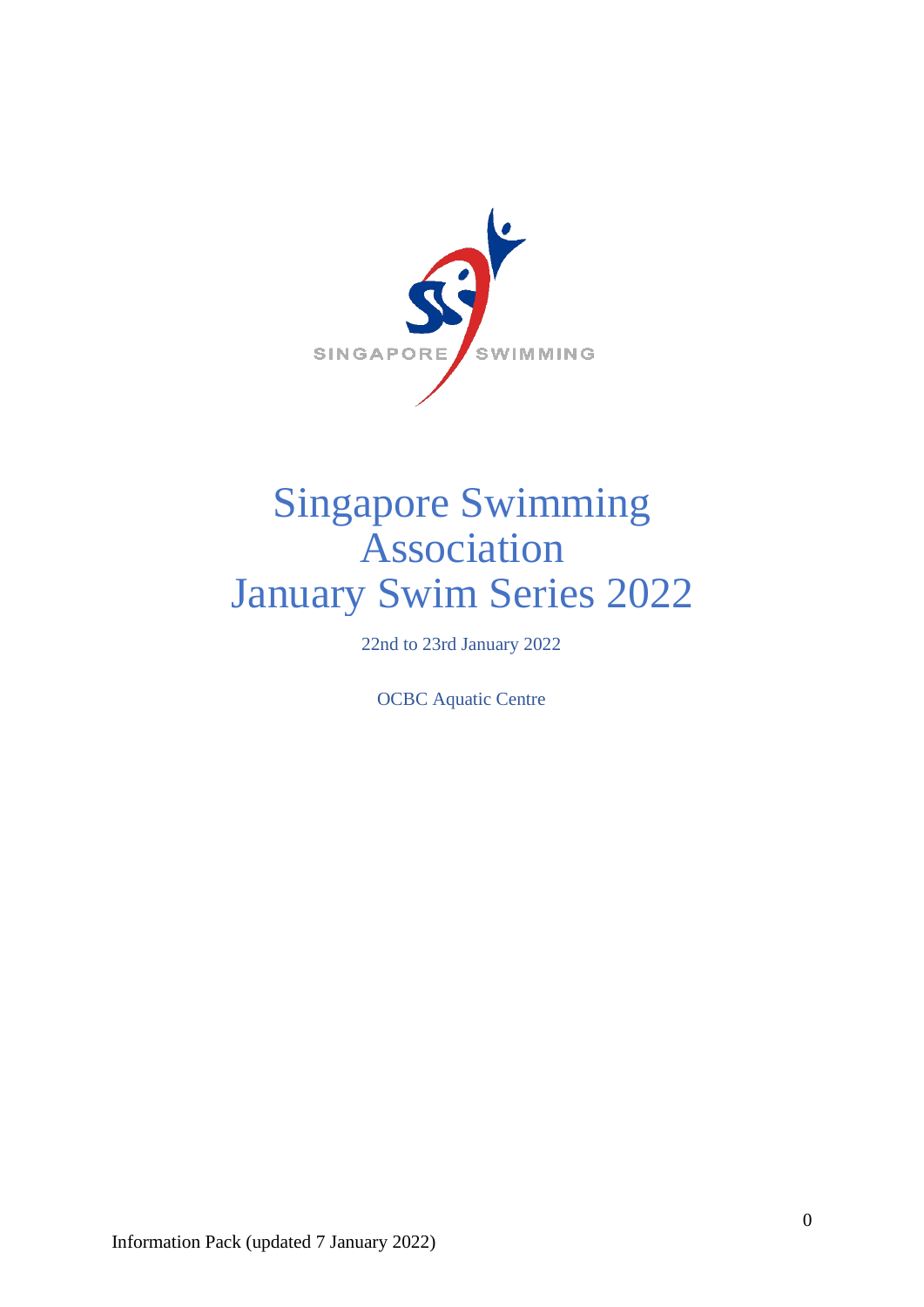SINGAPORE SWIMMING

# Singapore Swimming Association January Swim Series 2022

22nd to 23rd January 2022

OCBC Aquatic Centre

Information Pack (updated 7 January 2022)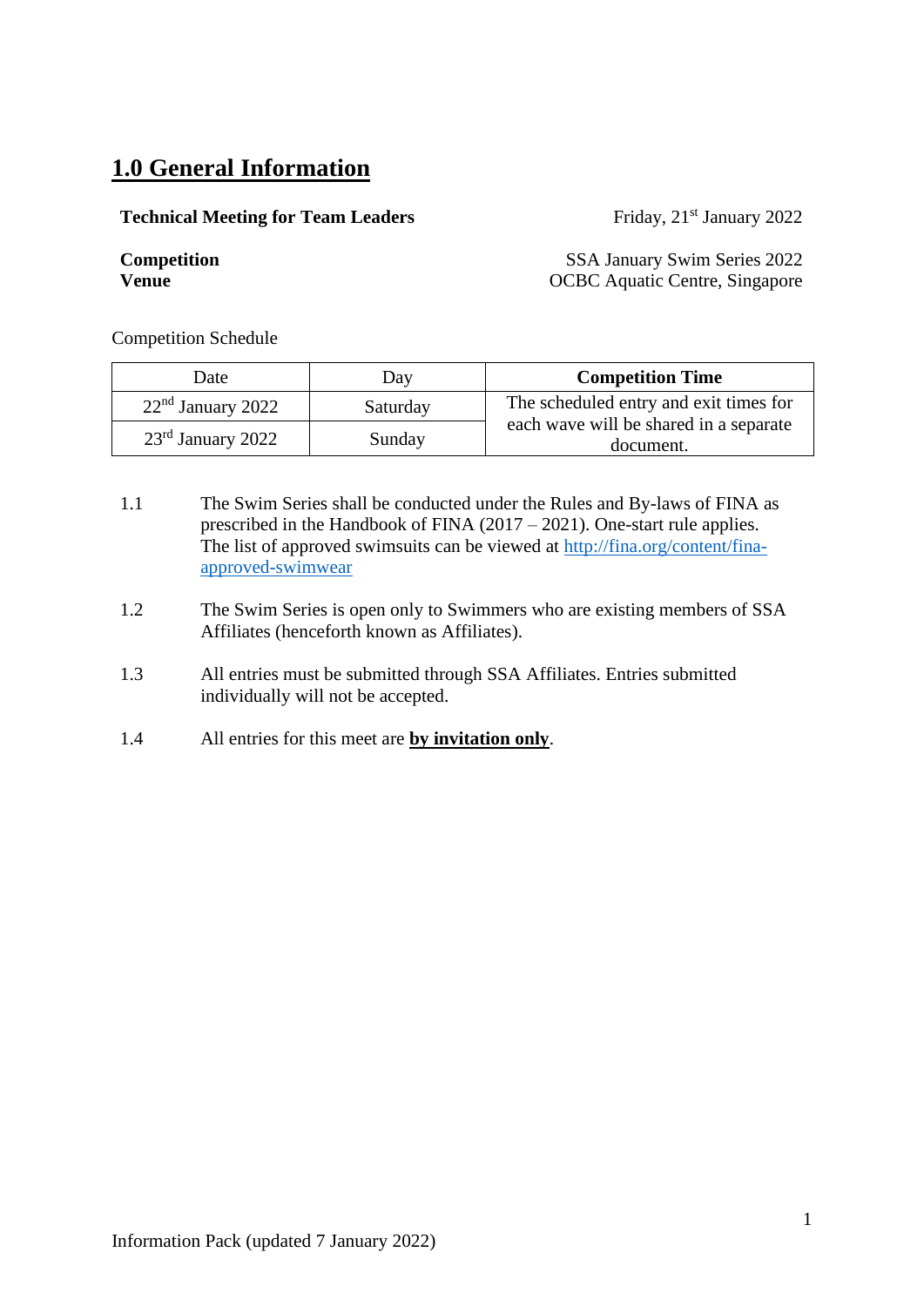# 1.0 General Information

**Technical Meeting for Team Leaders** Friday, 21st January 2022

**Competition** SSA January Swim Series 2022
**Venue** OCBC Aquatic Centre, Singapore

Competition Schedule

| Date | Day | **Competition Time** |
| --- | --- | --- |
| 22nd January 2022 | Saturday | The scheduled entry and exit times for each wave will be shared in a separate document. |
| 23rd January 2022 | Sunday | |

1.1 The Swim Series shall be conducted under the Rules and By-laws of FINA as prescribed in the Handbook of FINA (2017 – 2021). One-start rule applies. The list of approved swimsuits can be viewed at [http://fina.org/content/fina-approved-swimwear](http://fina.org/content/fina-approved-swimwear)

1.2 The Swim Series is open only to Swimmers who are existing members of SSA Affiliates (henceforth known as Affiliates).

1.3 All entries must be submitted through SSA Affiliates. Entries submitted individually will not be accepted.

1.4 All entries for this meet are **by invitation only**.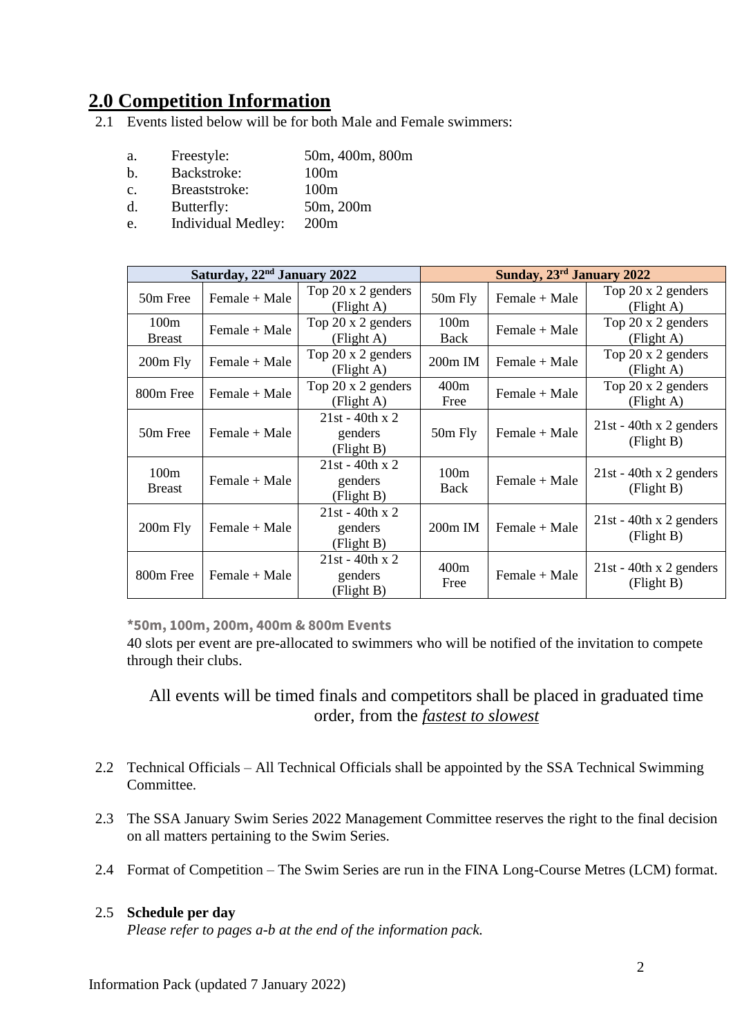## 2.0 Competition Information

2.1 Events listed below will be for both Male and Female swimmers:

a. Freestyle: 50m, 400m, 800m
b. Backstroke: 100m
c. Breaststroke: 100m
d. Butterfly: 50m, 200m
e. Individual Medley: 200m

| Saturday, 22nd January 2022 | | | Sunday, 23rd January 2022 | | |
|---|---|---|---|---|---|
| 50m Free | Female + Male | Top 20 x 2 genders (Flight A) | 50m Fly | Female + Male | Top 20 x 2 genders (Flight A) |
| 100m Breast | Female + Male | Top 20 x 2 genders (Flight A) | 100m Back | Female + Male | Top 20 x 2 genders (Flight A) |
| 200m Fly | Female + Male | Top 20 x 2 genders (Flight A) | 200m IM | Female + Male | Top 20 x 2 genders (Flight A) |
| 800m Free | Female + Male | Top 20 x 2 genders (Flight A) | 400m Free | Female + Male | Top 20 x 2 genders (Flight A) |
| 50m Free | Female + Male | 21st - 40th x 2 genders (Flight B) | 50m Fly | Female + Male | 21st - 40th x 2 genders (Flight B) |
| 100m Breast | Female + Male | 21st - 40th x 2 genders (Flight B) | 100m Back | Female + Male | 21st - 40th x 2 genders (Flight B) |
| 200m Fly | Female + Male | 21st - 40th x 2 genders (Flight B) | 200m IM | Female + Male | 21st - 40th x 2 genders (Flight B) |
| 800m Free | Female + Male | 21st - 40th x 2 genders (Flight B) | 400m Free | Female + Male | 21st - 40th x 2 genders (Flight B) |

**\*50m, 100m, 200m, 400m & 800m Events**
40 slots per event are pre-allocated to swimmers who will be notified of the invitation to compete through their clubs.

All events will be timed finals and competitors shall be placed in graduated time order, from the *fastest to slowest*

2.2 Technical Officials – All Technical Officials shall be appointed by the SSA Technical Swimming Committee.

2.3 The SSA January Swim Series 2022 Management Committee reserves the right to the final decision on all matters pertaining to the Swim Series.

2.4 Format of Competition – The Swim Series are run in the FINA Long-Course Metres (LCM) format.

2.5 **Schedule per day**
*Please refer to pages a-b at the end of the information pack.*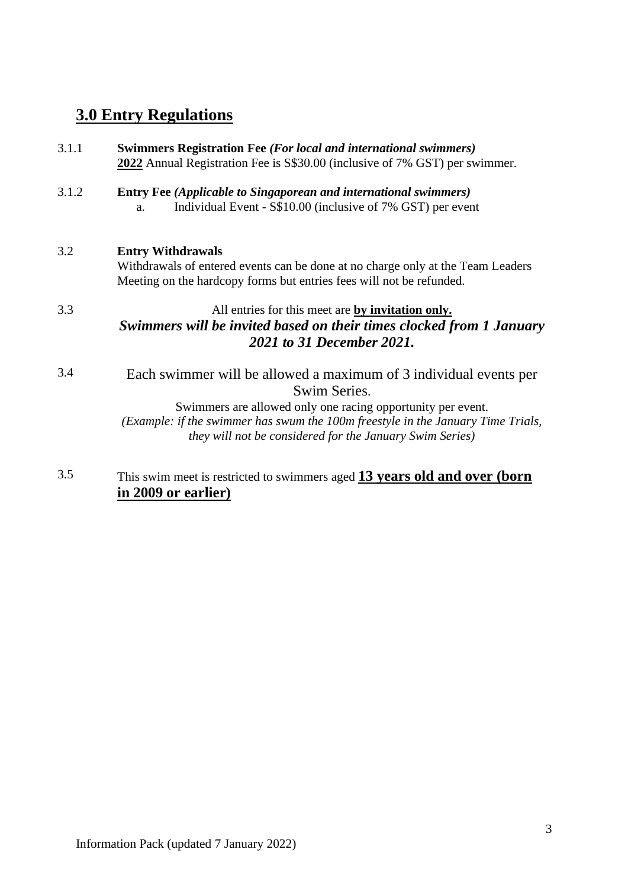## 3.0 Entry Regulations

3.1.1 **Swimmers Registration Fee** ***(For local and international swimmers)***
**2022** Annual Registration Fee is S$30.00 (inclusive of 7% GST) per swimmer.

3.1.2 **Entry Fee** ***(Applicable to Singaporean and international swimmers)***
a. Individual Event - S$10.00 (inclusive of 7% GST) per event

3.2 **Entry Withdrawals**
Withdrawals of entered events can be done at no charge only at the Team Leaders Meeting on the hardcopy forms but entries fees will not be refunded.

3.3 All entries for this meet are **by invitation only.**
***Swimmers will be invited based on their times clocked from 1 January 2021 to 31 December 2021.***

3.4 Each swimmer will be allowed a maximum of 3 individual events per Swim Series.
Swimmers are allowed only one racing opportunity per event.
*(Example: if the swimmer has swum the 100m freestyle in the January Time Trials, they will not be considered for the January Swim Series)*

3.5 This swim meet is restricted to swimmers aged **13 years old and over (born in 2009 or earlier)**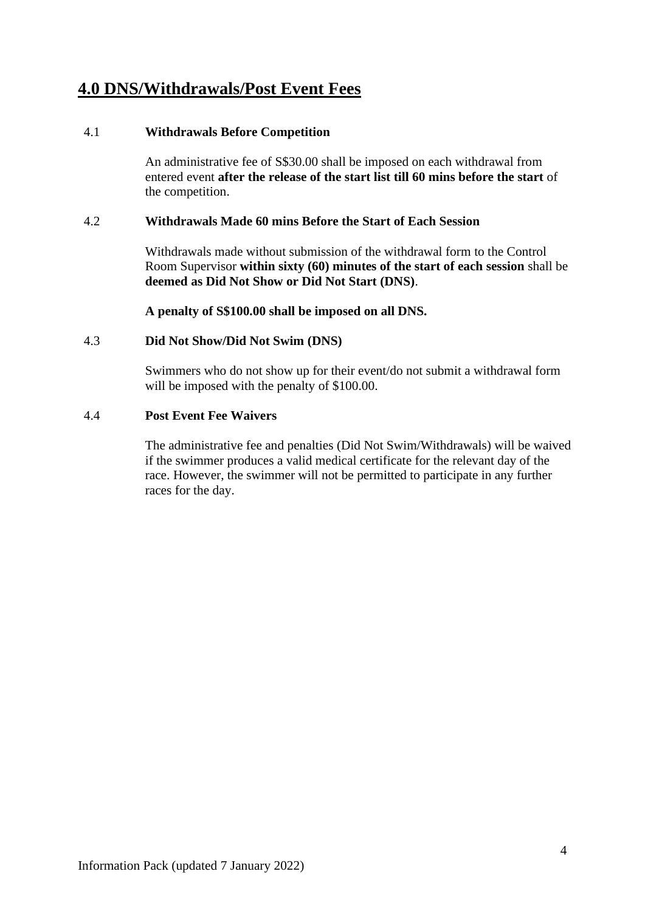## 4.0 DNS/Withdrawals/Post Event Fees

### 4.1 Withdrawals Before Competition

An administrative fee of S$30.00 shall be imposed on each withdrawal from entered event **after the release of the start list till 60 mins before the start** of the competition.

### 4.2 Withdrawals Made 60 mins Before the Start of Each Session

Withdrawals made without submission of the withdrawal form to the Control Room Supervisor **within sixty (60) minutes of the start of each session** shall be **deemed as Did Not Show or Did Not Start (DNS)**.

**A penalty of S$100.00 shall be imposed on all DNS.**

### 4.3 Did Not Show/Did Not Swim (DNS)

Swimmers who do not show up for their event/do not submit a withdrawal form will be imposed with the penalty of $100.00.

### 4.4 Post Event Fee Waivers

The administrative fee and penalties (Did Not Swim/Withdrawals) will be waived if the swimmer produces a valid medical certificate for the relevant day of the race. However, the swimmer will not be permitted to participate in any further races for the day.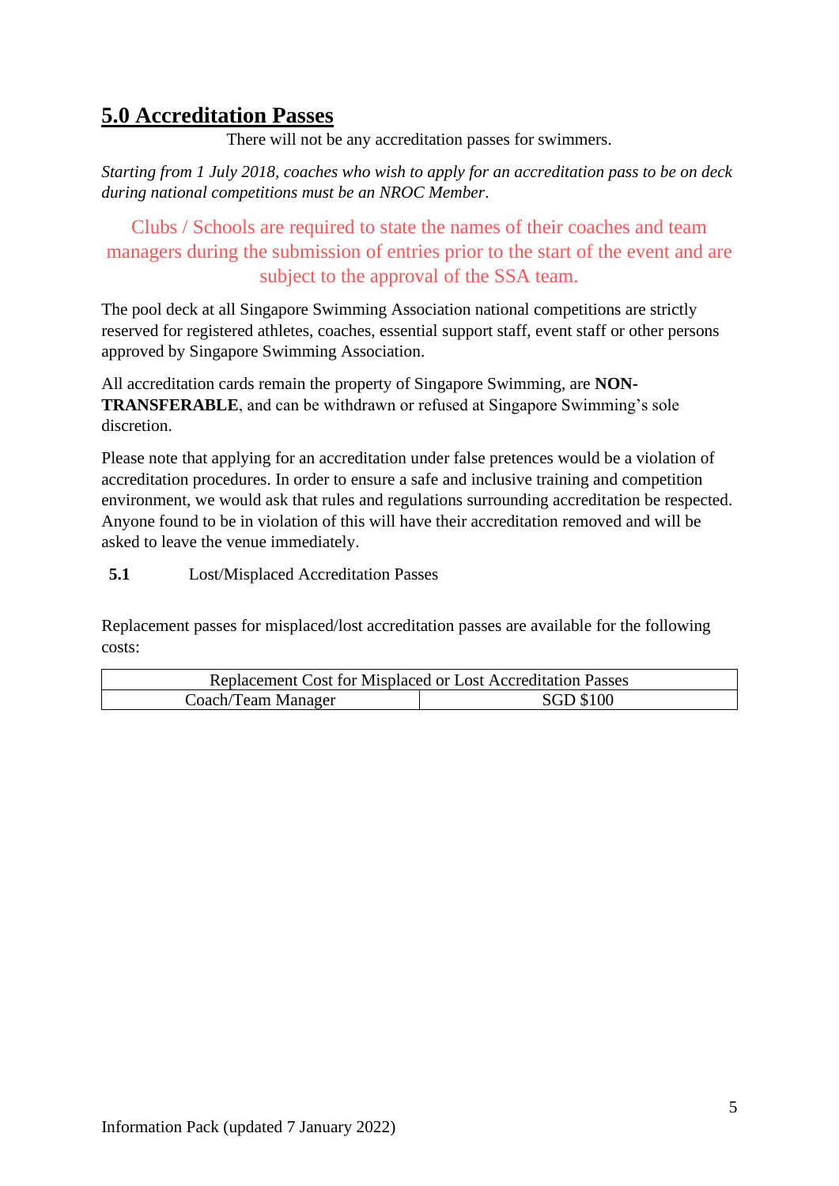## 5.0 Accreditation Passes

There will not be any accreditation passes for swimmers.

*Starting from 1 July 2018, coaches who wish to apply for an accreditation pass to be on deck during national competitions must be an NROC Member*.

Clubs / Schools are required to state the names of their coaches and team managers during the submission of entries prior to the start of the event and are subject to the approval of the SSA team.

The pool deck at all Singapore Swimming Association national competitions are strictly reserved for registered athletes, coaches, essential support staff, event staff or other persons approved by Singapore Swimming Association.

All accreditation cards remain the property of Singapore Swimming, are **NON-TRANSFERABLE**, and can be withdrawn or refused at Singapore Swimming's sole discretion.

Please note that applying for an accreditation under false pretences would be a violation of accreditation procedures. In order to ensure a safe and inclusive training and competition environment, we would ask that rules and regulations surrounding accreditation be respected. Anyone found to be in violation of this will have their accreditation removed and will be asked to leave the venue immediately.

### **5.1** Lost/Misplaced Accreditation Passes

Replacement passes for misplaced/lost accreditation passes are available for the following costs:

| Replacement Cost for Misplaced or Lost Accreditation Passes | |
|---|---|
| Coach/Team Manager | SGD $100 |

Information Pack (updated 7 January 2022)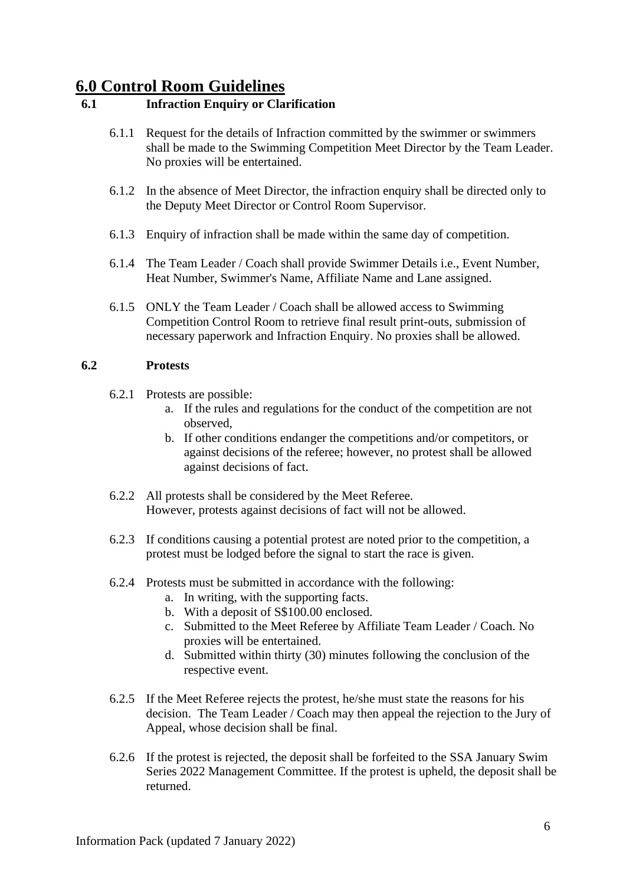# 6.0 Control Room Guidelines

### 6.1 Infraction Enquiry or Clarification

6.1.1 Request for the details of Infraction committed by the swimmer or swimmers shall be made to the Swimming Competition Meet Director by the Team Leader. No proxies will be entertained.

6.1.2 In the absence of Meet Director, the infraction enquiry shall be directed only to the Deputy Meet Director or Control Room Supervisor.

6.1.3 Enquiry of infraction shall be made within the same day of competition.

6.1.4 The Team Leader / Coach shall provide Swimmer Details i.e., Event Number, Heat Number, Swimmer's Name, Affiliate Name and Lane assigned.

6.1.5 ONLY the Team Leader / Coach shall be allowed access to Swimming Competition Control Room to retrieve final result print-outs, submission of necessary paperwork and Infraction Enquiry. No proxies shall be allowed.

### 6.2 Protests

6.2.1 Protests are possible:

a. If the rules and regulations for the conduct of the competition are not observed,
b. If other conditions endanger the competitions and/or competitors, or against decisions of the referee; however, no protest shall be allowed against decisions of fact.

6.2.2 All protests shall be considered by the Meet Referee.
However, protests against decisions of fact will not be allowed.

6.2.3 If conditions causing a potential protest are noted prior to the competition, a protest must be lodged before the signal to start the race is given.

6.2.4 Protests must be submitted in accordance with the following:

a. In writing, with the supporting facts.
b. With a deposit of S$100.00 enclosed.
c. Submitted to the Meet Referee by Affiliate Team Leader / Coach. No proxies will be entertained.
d. Submitted within thirty (30) minutes following the conclusion of the respective event.

6.2.5 If the Meet Referee rejects the protest, he/she must state the reasons for his decision. The Team Leader / Coach may then appeal the rejection to the Jury of Appeal, whose decision shall be final.

6.2.6 If the protest is rejected, the deposit shall be forfeited to the SSA January Swim Series 2022 Management Committee. If the protest is upheld, the deposit shall be returned.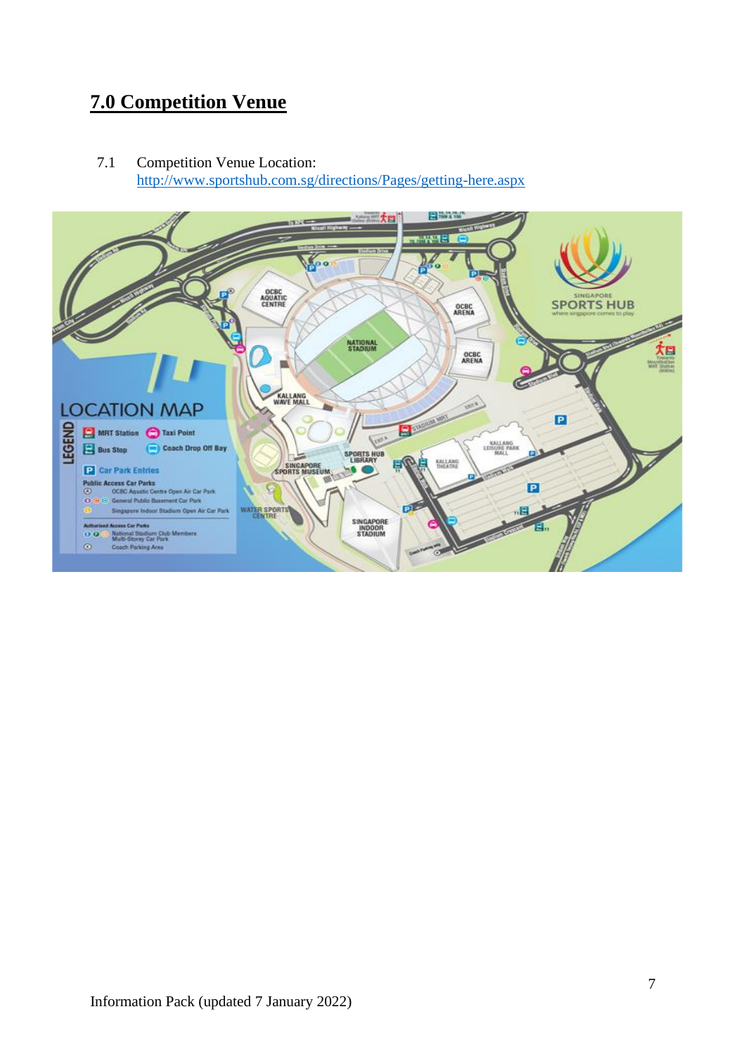# 7.0 Competition Venue

7.1 Competition Venue Location: http://www.sportshub.com.sg/directions/Pages/getting-here.aspx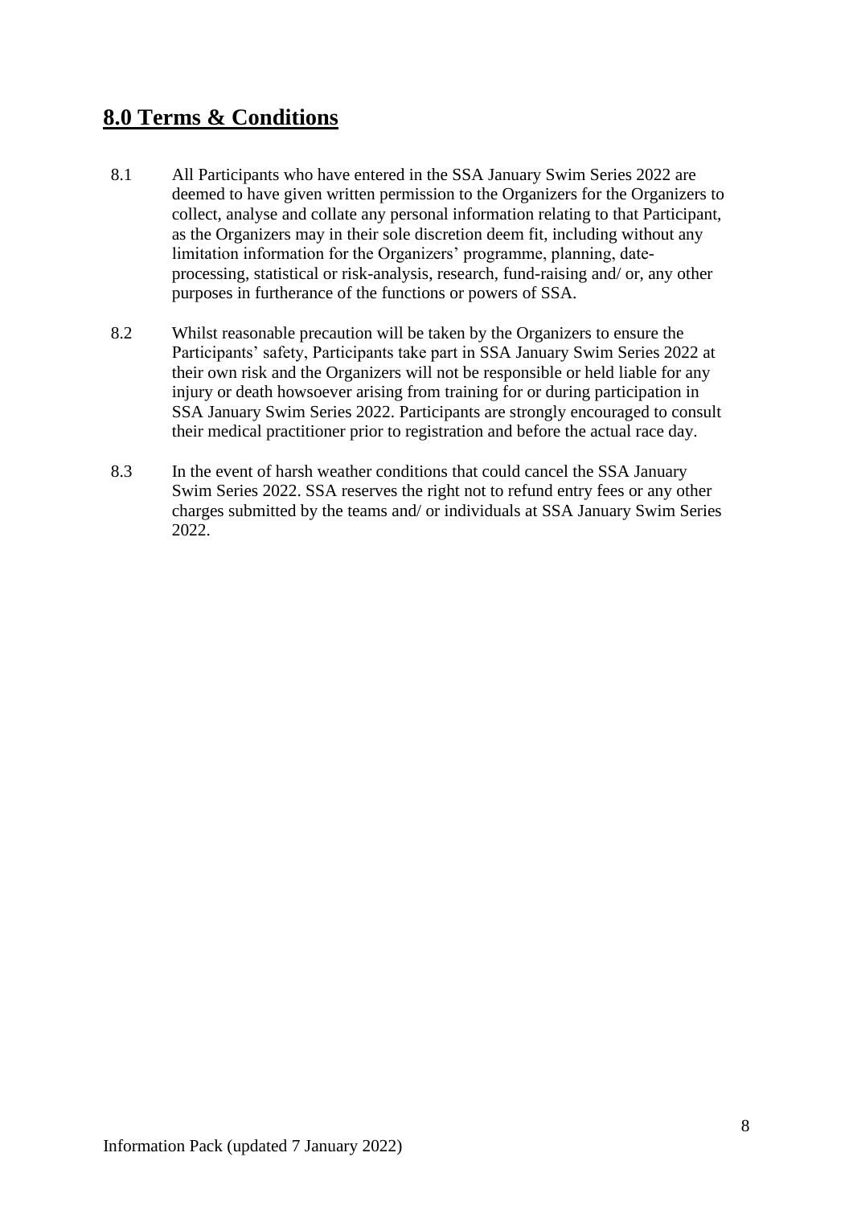## 8.0 Terms & Conditions

8.1 All Participants who have entered in the SSA January Swim Series 2022 are deemed to have given written permission to the Organizers for the Organizers to collect, analyse and collate any personal information relating to that Participant, as the Organizers may in their sole discretion deem fit, including without any limitation information for the Organizers' programme, planning, date-processing, statistical or risk-analysis, research, fund-raising and/ or, any other purposes in furtherance of the functions or powers of SSA.

8.2 Whilst reasonable precaution will be taken by the Organizers to ensure the Participants' safety, Participants take part in SSA January Swim Series 2022 at their own risk and the Organizers will not be responsible or held liable for any injury or death howsoever arising from training for or during participation in SSA January Swim Series 2022. Participants are strongly encouraged to consult their medical practitioner prior to registration and before the actual race day.

8.3 In the event of harsh weather conditions that could cancel the SSA January Swim Series 2022. SSA reserves the right not to refund entry fees or any other charges submitted by the teams and/ or individuals at SSA January Swim Series 2022.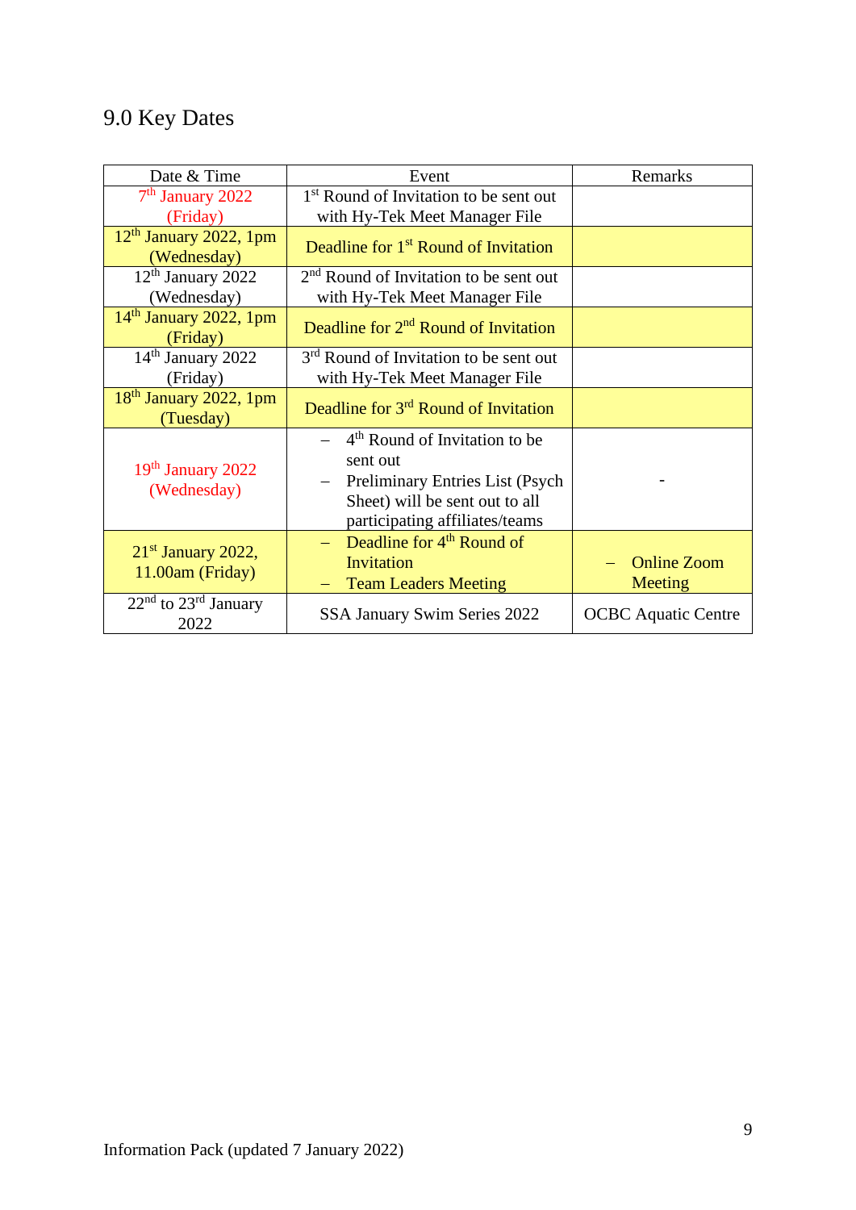## 9.0 Key Dates

| Date & Time | Event | Remarks |
|---|---|---|
| 7th January 2022 (Friday) | 1st Round of Invitation to be sent out with Hy-Tek Meet Manager File | |
| 12th January 2022, 1pm (Wednesday) | Deadline for 1st Round of Invitation | |
| 12th January 2022 (Wednesday) | 2nd Round of Invitation to be sent out with Hy-Tek Meet Manager File | |
| 14th January 2022, 1pm (Friday) | Deadline for 2nd Round of Invitation | |
| 14th January 2022 (Friday) | 3rd Round of Invitation to be sent out with Hy-Tek Meet Manager File | |
| 18th January 2022, 1pm (Tuesday) | Deadline for 3rd Round of Invitation | |
| 19th January 2022 (Wednesday) | – 4th Round of Invitation to be sent out<br>– Preliminary Entries List (Psych Sheet) will be sent out to all participating affiliates/teams | - |
| 21st January 2022, 11.00am (Friday) | – Deadline for 4th Round of Invitation<br>– Team Leaders Meeting | – Online Zoom Meeting |
| 22nd to 23rd January 2022 | SSA January Swim Series 2022 | OCBC Aquatic Centre |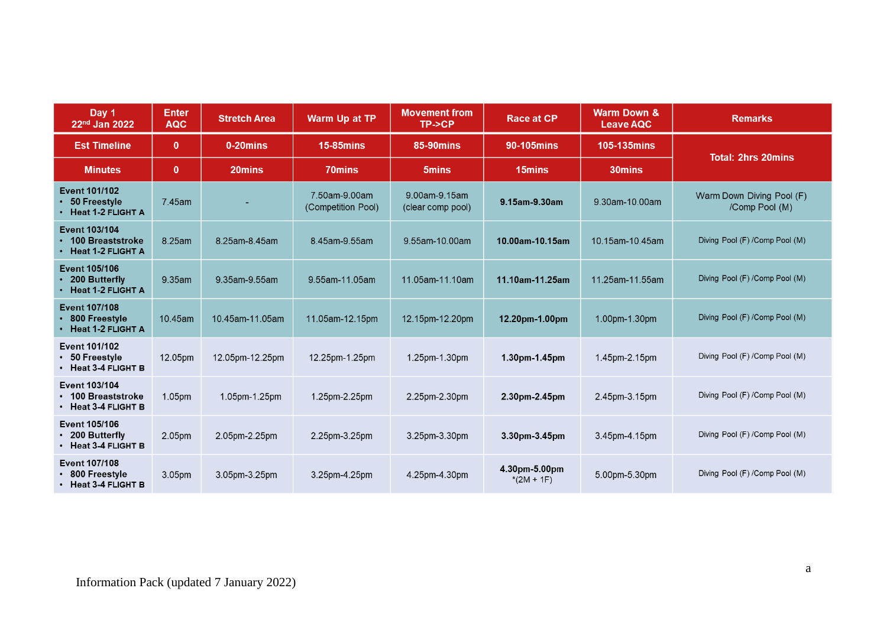| Day 1 22nd Jan 2022 | Enter AQC | Stretch Area | Warm Up at TP | Movement from TP->CP | Race at CP | Warm Down & Leave AQC | Remarks |
|---|---|---|---|---|---|---|---|
| **Est Timeline** | **0** | **0-20mins** | **15-85mins** | **85-90mins** | **90-105mins** | **105-135mins** | **Total: 2hrs 20mins** |
| **Minutes** | **0** | **20mins** | **70mins** | **5mins** | **15mins** | **30mins** | |
| **Event 101/102** • **50 Freestyle** • **Heat 1-2 FLIGHT A** | 7.45am | - | 7.50am-9.00am (Competition Pool) | 9.00am-9.15am (clear comp pool) | **9.15am-9.30am** | 9.30am-10.00am | Warm Down Diving Pool (F) /Comp Pool (M) |
| **Event 103/104** • **100 Breaststroke** • **Heat 1-2 FLIGHT A** | 8.25am | 8.25am-8.45am | 8.45am-9.55am | 9.55am-10.00am | **10.00am-10.15am** | 10.15am-10.45am | Diving Pool (F) /Comp Pool (M) |
| **Event 105/106** • **200 Butterfly** • **Heat 1-2 FLIGHT A** | 9.35am | 9.35am-9.55am | 9.55am-11.05am | 11.05am-11.10am | **11.10am-11.25am** | 11.25am-11.55am | Diving Pool (F) /Comp Pool (M) |
| **Event 107/108** • **800 Freestyle** • **Heat 1-2 FLIGHT A** | 10.45am | 10.45am-11.05am | 11.05am-12.15pm | 12.15pm-12.20pm | **12.20pm-1.00pm** | 1.00pm-1.30pm | Diving Pool (F) /Comp Pool (M) |
| **Event 101/102** • **50 Freestyle** • **Heat 3-4 FLIGHT B** | 12.05pm | 12.05pm-12.25pm | 12.25pm-1.25pm | 1.25pm-1.30pm | **1.30pm-1.45pm** | 1.45pm-2.15pm | Diving Pool (F) /Comp Pool (M) |
| **Event 103/104** • **100 Breaststroke** • **Heat 3-4 FLIGHT B** | 1.05pm | 1.05pm-1.25pm | 1.25pm-2.25pm | 2.25pm-2.30pm | **2.30pm-2.45pm** | 2.45pm-3.15pm | Diving Pool (F) /Comp Pool (M) |
| **Event 105/106** • **200 Butterfly** • **Heat 3-4 FLIGHT B** | 2.05pm | 2.05pm-2.25pm | 2.25pm-3.25pm | 3.25pm-3.30pm | **3.30pm-3.45pm** | 3.45pm-4.15pm | Diving Pool (F) /Comp Pool (M) |
| **Event 107/108** • **800 Freestyle** • **Heat 3-4 FLIGHT B** | 3.05pm | 3.05pm-3.25pm | 3.25pm-4.25pm | 4.25pm-4.30pm | **4.30pm-5.00pm** *(2M + 1F) | 5.00pm-5.30pm | Diving Pool (F) /Comp Pool (M) |

Information Pack (updated 7 January 2022)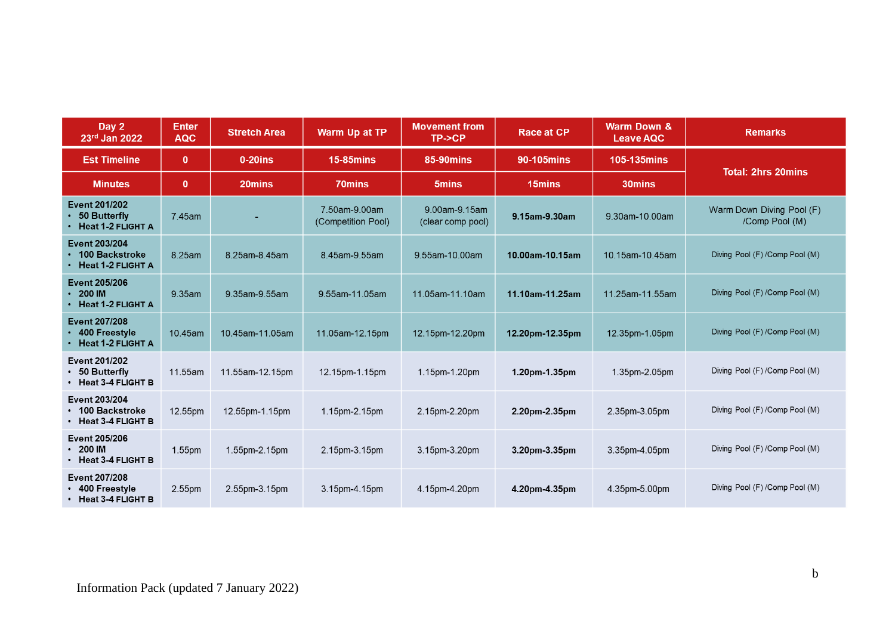| Day 2 23[rd] Jan 2022 | Enter AQC | Stretch Area | Warm Up at TP | Movement from TP->CP | Race at CP | Warm Down & Leave AQC | Remarks |
|---|---|---|---|---|---|---|---|
| **Est Timeline** | **0** | **0-20ins** | **15-85mins** | **85-90mins** | **90-105mins** | **105-135mins** | **Total: 2hrs 20mins** |
| **Minutes** | **0** | **20mins** | **70mins** | **5mins** | **15mins** | **30mins** | |
| **Event 201/202** • **50 Butterfly** • **Heat 1-2 FLIGHT A** | 7.45am | - | 7.50am-9.00am (Competition Pool) | 9.00am-9.15am (clear comp pool) | **9.15am-9.30am** | 9.30am-10.00am | Warm Down Diving Pool (F) /Comp Pool (M) |
| **Event 203/204** • **100 Backstroke** • **Heat 1-2 FLIGHT A** | 8.25am | 8.25am-8.45am | 8.45am-9.55am | 9.55am-10.00am | **10.00am-10.15am** | 10.15am-10.45am | Diving Pool (F) /Comp Pool (M) |
| **Event 205/206** • **200 IM** • **Heat 1-2 FLIGHT A** | 9.35am | 9.35am-9.55am | 9.55am-11.05am | 11.05am-11.10am | **11.10am-11.25am** | 11.25am-11.55am | Diving Pool (F) /Comp Pool (M) |
| **Event 207/208** • **400 Freestyle** • **Heat 1-2 FLIGHT A** | 10.45am | 10.45am-11.05am | 11.05am-12.15pm | 12.15pm-12.20pm | **12.20pm-12.35pm** | 12.35pm-1.05pm | Diving Pool (F) /Comp Pool (M) |
| **Event 201/202** • **50 Butterfly** • **Heat 3-4 FLIGHT B** | 11.55am | 11.55am-12.15pm | 12.15pm-1.15pm | 1.15pm-1.20pm | **1.20pm-1.35pm** | 1.35pm-2.05pm | Diving Pool (F) /Comp Pool (M) |
| **Event 203/204** • **100 Backstroke** • **Heat 3-4 FLIGHT B** | 12.55pm | 12.55pm-1.15pm | 1.15pm-2.15pm | 2.15pm-2.20pm | **2.20pm-2.35pm** | 2.35pm-3.05pm | Diving Pool (F) /Comp Pool (M) |
| **Event 205/206** • **200 IM** • **Heat 3-4 FLIGHT B** | 1.55pm | 1.55pm-2.15pm | 2.15pm-3.15pm | 3.15pm-3.20pm | **3.20pm-3.35pm** | 3.35pm-4.05pm | Diving Pool (F) /Comp Pool (M) |
| **Event 207/208** • **400 Freestyle** • **Heat 3-4 FLIGHT B** | 2.55pm | 2.55pm-3.15pm | 3.15pm-4.15pm | 4.15pm-4.20pm | **4.20pm-4.35pm** | 4.35pm-5.00pm | Diving Pool (F) /Comp Pool (M) |

b